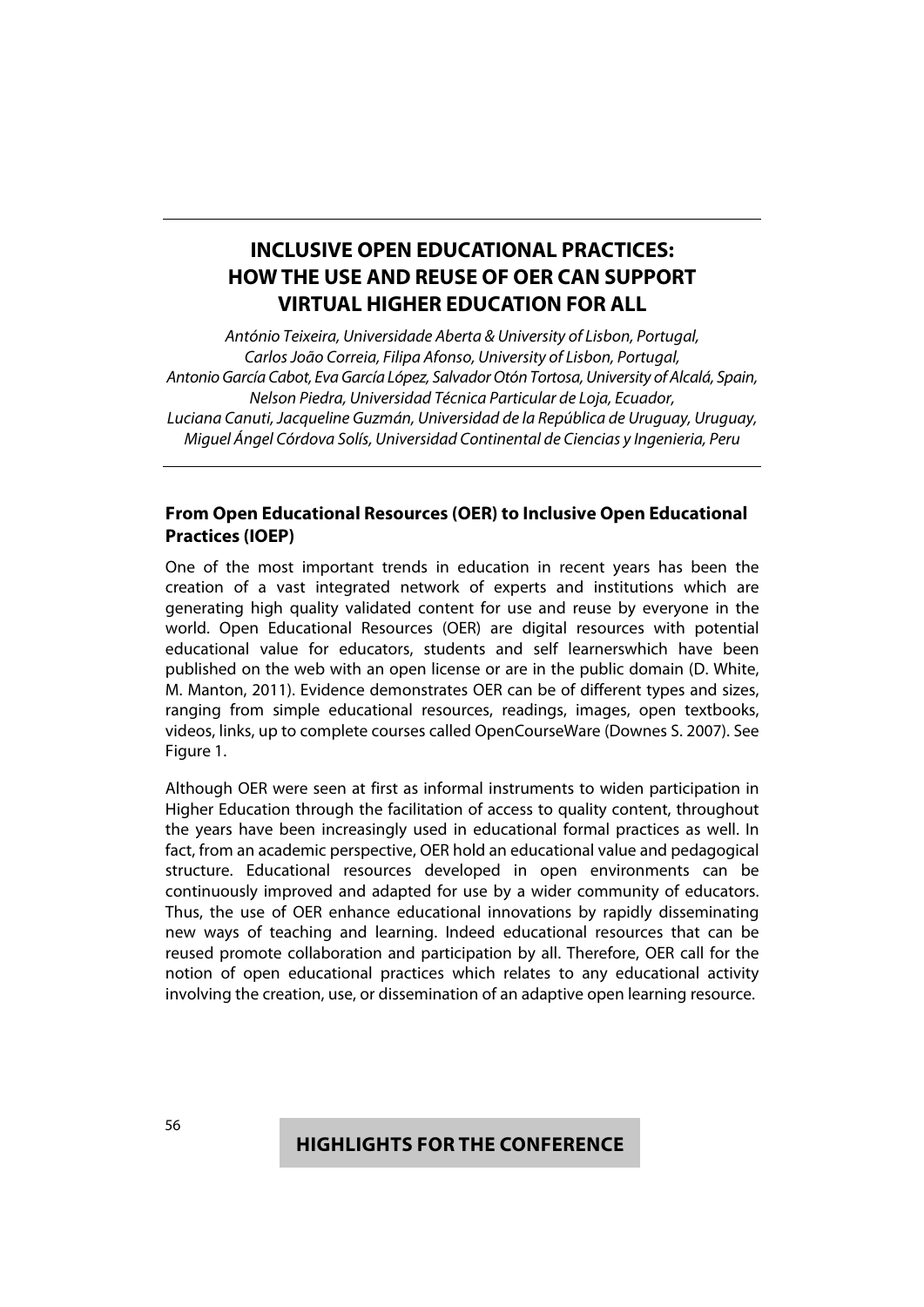# INCLUSIVE OPEN EDUCATIONAL PRACTICES: HOW THE USE AND REUSE OF OER CAN SUPPORT VIRTUAL HIGHER EDUCATION FOR ALL

*António Teixeira, Universidade Aberta & University of Lisbon, Portugal,*
*Carlos João Correia, Filipa Afonso, University of Lisbon, Portugal,*
*Antonio García Cabot, Eva García López, Salvador Otón Tortosa, University of Alcalá, Spain,*
*Nelson Piedra, Universidad Técnica Particular de Loja, Ecuador,*
*Luciana Canuti, Jacqueline Guzmán, Universidad de la República de Uruguay, Uruguay,*
*Miguel Ángel Córdova Solís, Universidad Continental de Ciencias y Ingenieria, Peru*

## From Open Educational Resources (OER) to Inclusive Open Educational Practices (IOEP)

One of the most important trends in education in recent years has been the creation of a vast integrated network of experts and institutions which are generating high quality validated content for use and reuse by everyone in the world. Open Educational Resources (OER) are digital resources with potential educational value for educators, students and self learnerswhich have been published on the web with an open license or are in the public domain (D. White, M. Manton, 2011). Evidence demonstrates OER can be of different types and sizes, ranging from simple educational resources, readings, images, open textbooks, videos, links, up to complete courses called OpenCourseWare (Downes S. 2007). See Figure 1.

Although OER were seen at first as informal instruments to widen participation in Higher Education through the facilitation of access to quality content, throughout the years have been increasingly used in educational formal practices as well. In fact, from an academic perspective, OER hold an educational value and pedagogical structure. Educational resources developed in open environments can be continuously improved and adapted for use by a wider community of educators. Thus, the use of OER enhance educational innovations by rapidly disseminating new ways of teaching and learning. Indeed educational resources that can be reused promote collaboration and participation by all. Therefore, OER call for the notion of open educational practices which relates to any educational activity involving the creation, use, or dissemination of an adaptive open learning resource.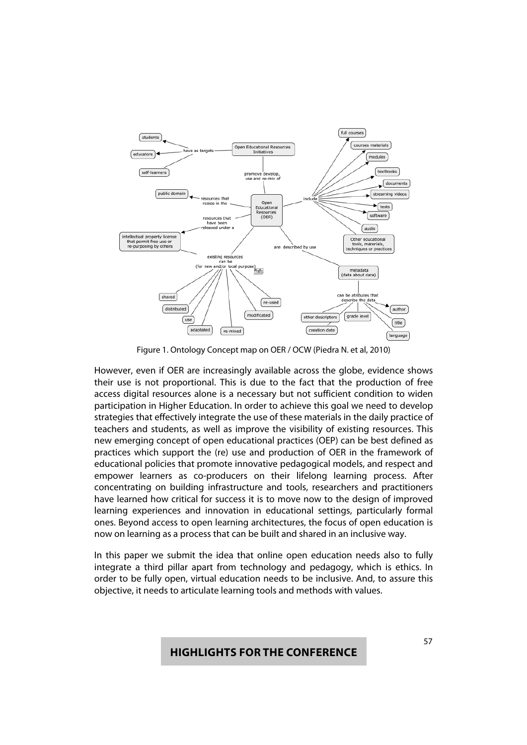Figure 1. Ontology Concept map on OER / OCW (Piedra N. et al, 2010)

However, even if OER are increasingly available across the globe, evidence shows their use is not proportional. This is due to the fact that the production of free access digital resources alone is a necessary but not sufficient condition to widen participation in Higher Education. In order to achieve this goal we need to develop strategies that effectively integrate the use of these materials in the daily practice of teachers and students, as well as improve the visibility of existing resources. This new emerging concept of open educational practices (OEP) can be best defined as practices which support the (re) use and production of OER in the framework of educational policies that promote innovative pedagogical models, and respect and empower learners as co-producers on their lifelong learning process. After concentrating on building infrastructure and tools, researchers and practitioners have learned how critical for success it is to move now to the design of improved learning experiences and innovation in educational settings, particularly formal ones. Beyond access to open learning architectures, the focus of open education is now on learning as a process that can be built and shared in an inclusive way.

In this paper we submit the idea that online open education needs also to fully integrate a third pillar apart from technology and pedagogy, which is ethics. In order to be fully open, virtual education needs to be inclusive. And, to assure this objective, it needs to articulate learning tools and methods with values.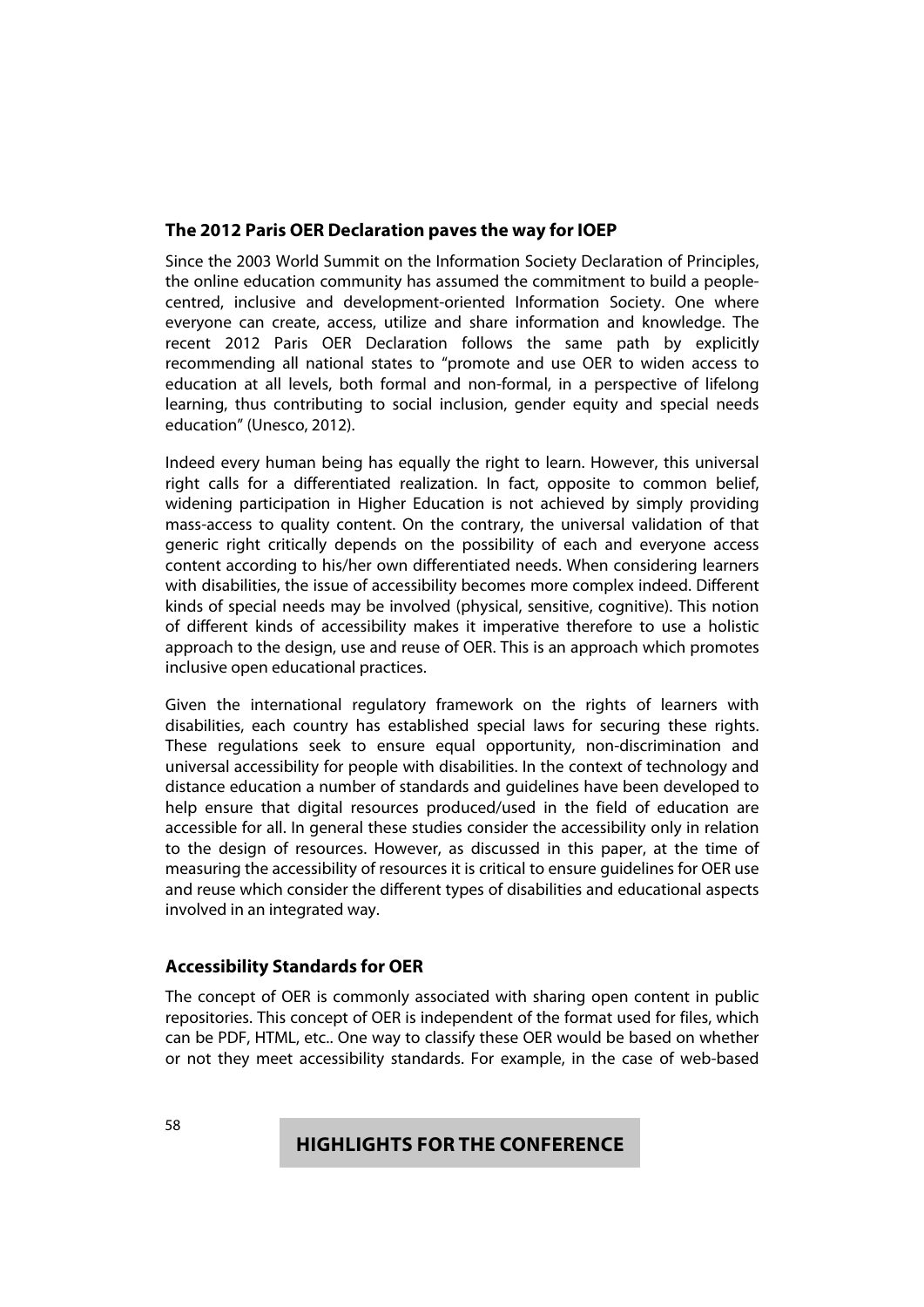## The 2012 Paris OER Declaration paves the way for IOEP

Since the 2003 World Summit on the Information Society Declaration of Principles, the online education community has assumed the commitment to build a people-centred, inclusive and development-oriented Information Society. One where everyone can create, access, utilize and share information and knowledge. The recent 2012 Paris OER Declaration follows the same path by explicitly recommending all national states to "promote and use OER to widen access to education at all levels, both formal and non-formal, in a perspective of lifelong learning, thus contributing to social inclusion, gender equity and special needs education" (Unesco, 2012).

Indeed every human being has equally the right to learn. However, this universal right calls for a differentiated realization. In fact, opposite to common belief, widening participation in Higher Education is not achieved by simply providing mass-access to quality content. On the contrary, the universal validation of that generic right critically depends on the possibility of each and everyone access content according to his/her own differentiated needs. When considering learners with disabilities, the issue of accessibility becomes more complex indeed. Different kinds of special needs may be involved (physical, sensitive, cognitive). This notion of different kinds of accessibility makes it imperative therefore to use a holistic approach to the design, use and reuse of OER. This is an approach which promotes inclusive open educational practices.

Given the international regulatory framework on the rights of learners with disabilities, each country has established special laws for securing these rights. These regulations seek to ensure equal opportunity, non-discrimination and universal accessibility for people with disabilities. In the context of technology and distance education a number of standards and guidelines have been developed to help ensure that digital resources produced/used in the field of education are accessible for all. In general these studies consider the accessibility only in relation to the design of resources. However, as discussed in this paper, at the time of measuring the accessibility of resources it is critical to ensure guidelines for OER use and reuse which consider the different types of disabilities and educational aspects involved in an integrated way.

## Accessibility Standards for OER

The concept of OER is commonly associated with sharing open content in public repositories. This concept of OER is independent of the format used for files, which can be PDF, HTML, etc.. One way to classify these OER would be based on whether or not they meet accessibility standards. For example, in the case of web-based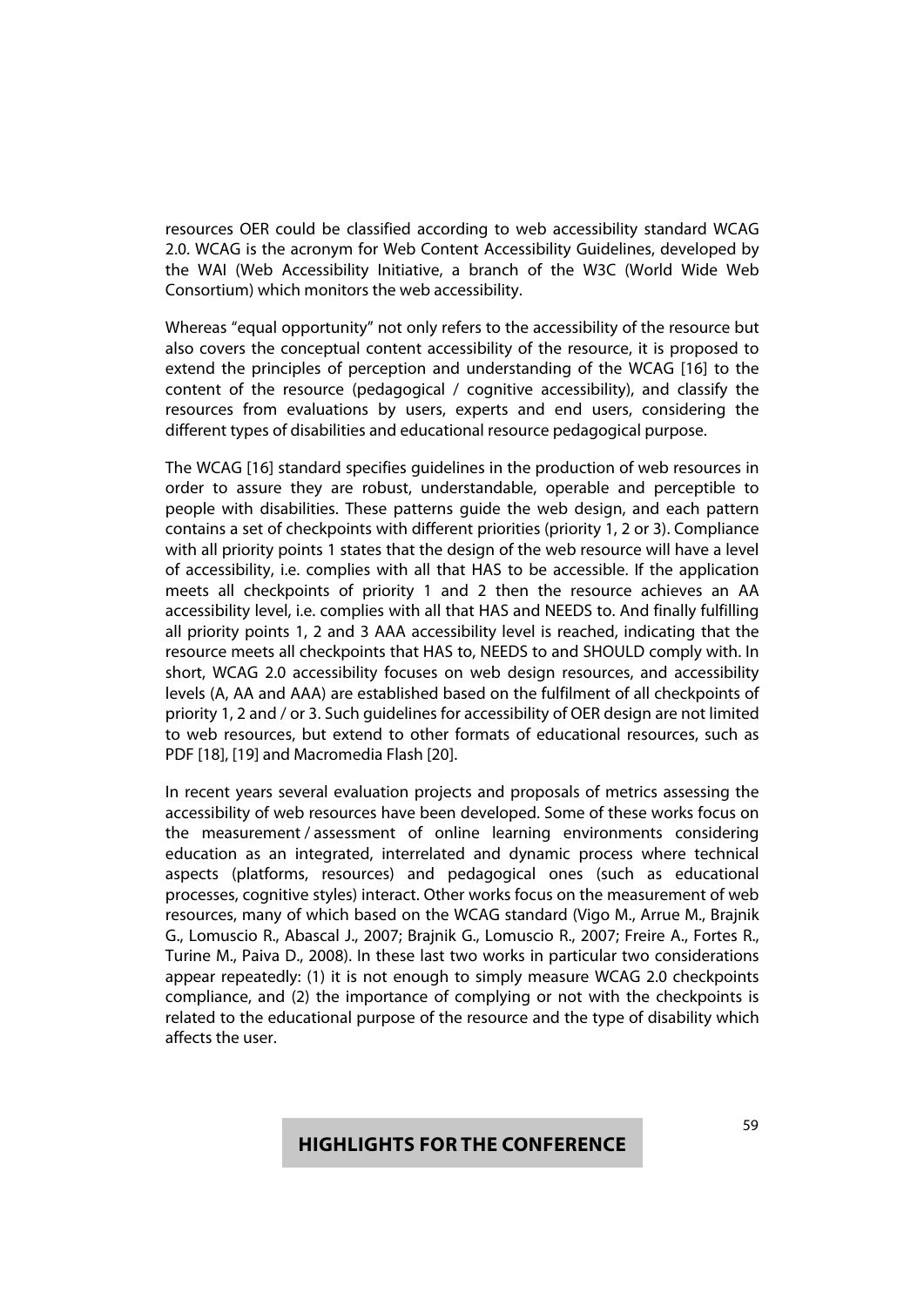resources OER could be classified according to web accessibility standard WCAG 2.0. WCAG is the acronym for Web Content Accessibility Guidelines, developed by the WAI (Web Accessibility Initiative, a branch of the W3C (World Wide Web Consortium) which monitors the web accessibility.

Whereas "equal opportunity" not only refers to the accessibility of the resource but also covers the conceptual content accessibility of the resource, it is proposed to extend the principles of perception and understanding of the WCAG [16] to the content of the resource (pedagogical / cognitive accessibility), and classify the resources from evaluations by users, experts and end users, considering the different types of disabilities and educational resource pedagogical purpose.

The WCAG [16] standard specifies guidelines in the production of web resources in order to assure they are robust, understandable, operable and perceptible to people with disabilities. These patterns guide the web design, and each pattern contains a set of checkpoints with different priorities (priority 1, 2 or 3). Compliance with all priority points 1 states that the design of the web resource will have a level of accessibility, i.e. complies with all that HAS to be accessible. If the application meets all checkpoints of priority 1 and 2 then the resource achieves an AA accessibility level, i.e. complies with all that HAS and NEEDS to. And finally fulfilling all priority points 1, 2 and 3 AAA accessibility level is reached, indicating that the resource meets all checkpoints that HAS to, NEEDS to and SHOULD comply with. In short, WCAG 2.0 accessibility focuses on web design resources, and accessibility levels (A, AA and AAA) are established based on the fulfilment of all checkpoints of priority 1, 2 and / or 3. Such guidelines for accessibility of OER design are not limited to web resources, but extend to other formats of educational resources, such as PDF [18], [19] and Macromedia Flash [20].

In recent years several evaluation projects and proposals of metrics assessing the accessibility of web resources have been developed. Some of these works focus on the measurement / assessment of online learning environments considering education as an integrated, interrelated and dynamic process where technical aspects (platforms, resources) and pedagogical ones (such as educational processes, cognitive styles) interact. Other works focus on the measurement of web resources, many of which based on the WCAG standard (Vigo M., Arrue M., Brajnik G., Lomuscio R., Abascal J., 2007; Brajnik G., Lomuscio R., 2007; Freire A., Fortes R., Turine M., Paiva D., 2008). In these last two works in particular two considerations appear repeatedly: (1) it is not enough to simply measure WCAG 2.0 checkpoints compliance, and (2) the importance of complying or not with the checkpoints is related to the educational purpose of the resource and the type of disability which affects the user.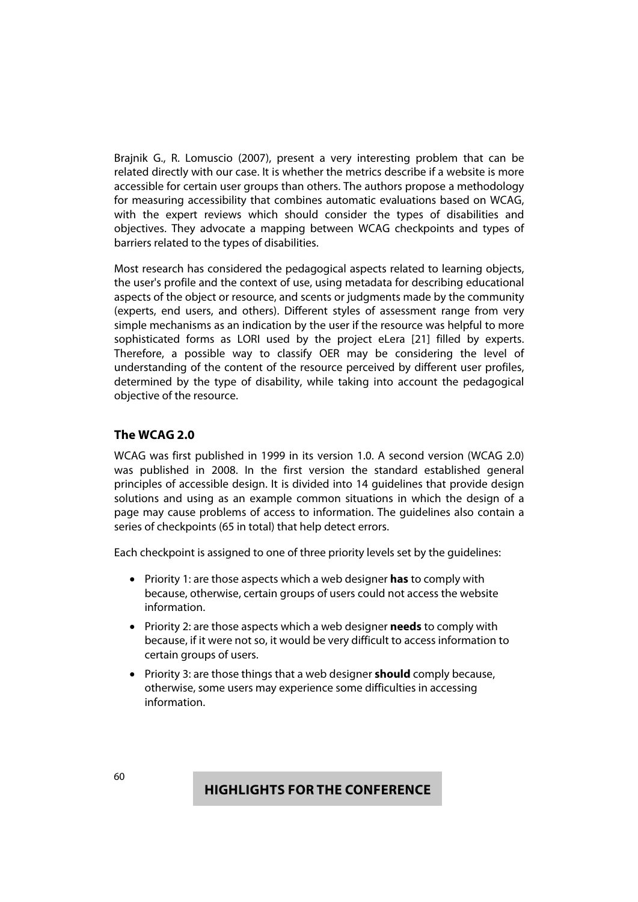Brajnik G., R. Lomuscio (2007), present a very interesting problem that can be related directly with our case. It is whether the metrics describe if a website is more accessible for certain user groups than others. The authors propose a methodology for measuring accessibility that combines automatic evaluations based on WCAG, with the expert reviews which should consider the types of disabilities and objectives. They advocate a mapping between WCAG checkpoints and types of barriers related to the types of disabilities.

Most research has considered the pedagogical aspects related to learning objects, the user's profile and the context of use, using metadata for describing educational aspects of the object or resource, and scents or judgments made by the community (experts, end users, and others). Different styles of assessment range from very simple mechanisms as an indication by the user if the resource was helpful to more sophisticated forms as LORI used by the project eLera [21] filled by experts. Therefore, a possible way to classify OER may be considering the level of understanding of the content of the resource perceived by different user profiles, determined by the type of disability, while taking into account the pedagogical objective of the resource.

### The WCAG 2.0

WCAG was first published in 1999 in its version 1.0. A second version (WCAG 2.0) was published in 2008. In the first version the standard established general principles of accessible design. It is divided into 14 guidelines that provide design solutions and using as an example common situations in which the design of a page may cause problems of access to information. The guidelines also contain a series of checkpoints (65 in total) that help detect errors.

Each checkpoint is assigned to one of three priority levels set by the guidelines:

- Priority 1: are those aspects which a web designer **has** to comply with because, otherwise, certain groups of users could not access the website information.
- Priority 2: are those aspects which a web designer **needs** to comply with because, if it were not so, it would be very difficult to access information to certain groups of users.
- Priority 3: are those things that a web designer **should** comply because, otherwise, some users may experience some difficulties in accessing information.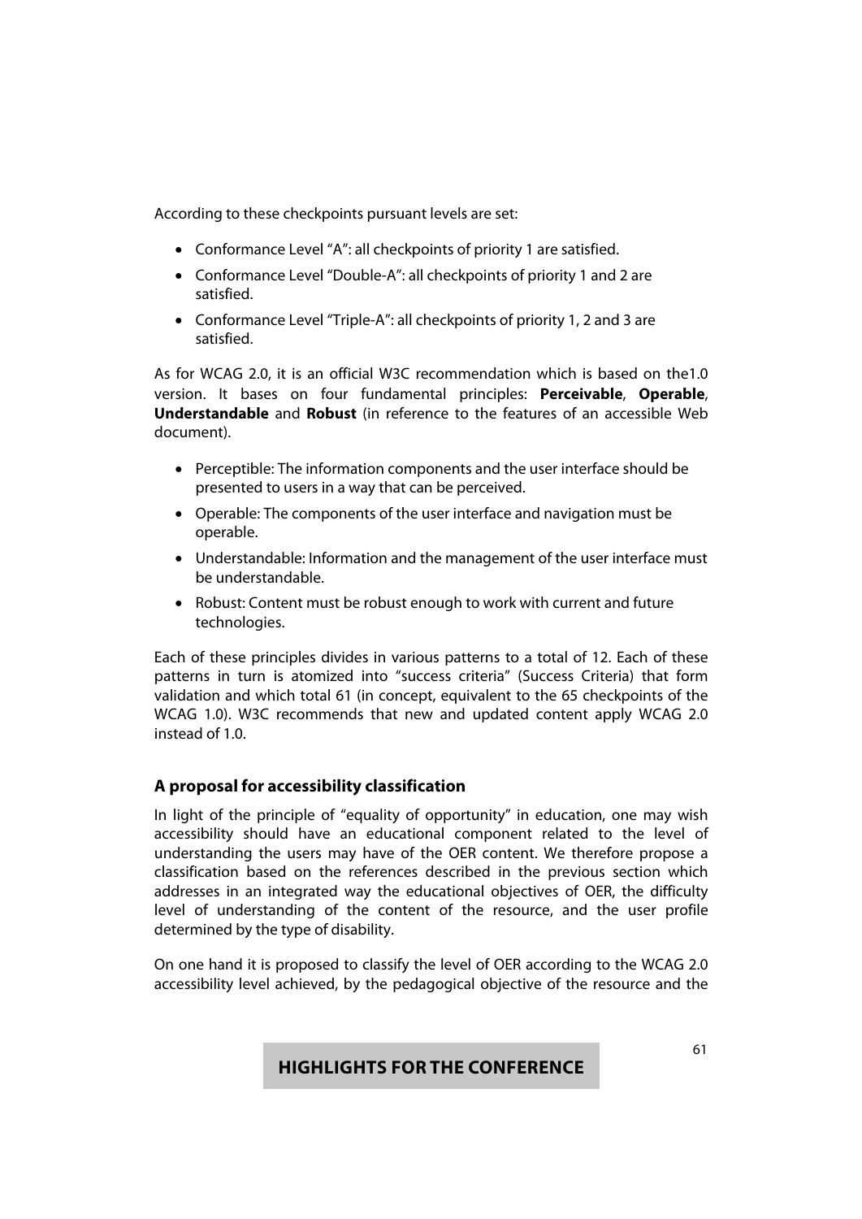According to these checkpoints pursuant levels are set:

- Conformance Level "A": all checkpoints of priority 1 are satisfied.
- Conformance Level "Double-A": all checkpoints of priority 1 and 2 are satisfied.
- Conformance Level "Triple-A": all checkpoints of priority 1, 2 and 3 are satisfied.

As for WCAG 2.0, it is an official W3C recommendation which is based on the1.0 version. It bases on four fundamental principles: **Perceivable**, **Operable**, **Understandable** and **Robust** (in reference to the features of an accessible Web document).

- Perceptible: The information components and the user interface should be presented to users in a way that can be perceived.
- Operable: The components of the user interface and navigation must be operable.
- Understandable: Information and the management of the user interface must be understandable.
- Robust: Content must be robust enough to work with current and future technologies.

Each of these principles divides in various patterns to a total of 12. Each of these patterns in turn is atomized into "success criteria" (Success Criteria) that form validation and which total 61 (in concept, equivalent to the 65 checkpoints of the WCAG 1.0). W3C recommends that new and updated content apply WCAG 2.0 instead of 1.0.

### A proposal for accessibility classification

In light of the principle of "equality of opportunity" in education, one may wish accessibility should have an educational component related to the level of understanding the users may have of the OER content. We therefore propose a classification based on the references described in the previous section which addresses in an integrated way the educational objectives of OER, the difficulty level of understanding of the content of the resource, and the user profile determined by the type of disability.

On one hand it is proposed to classify the level of OER according to the WCAG 2.0 accessibility level achieved, by the pedagogical objective of the resource and the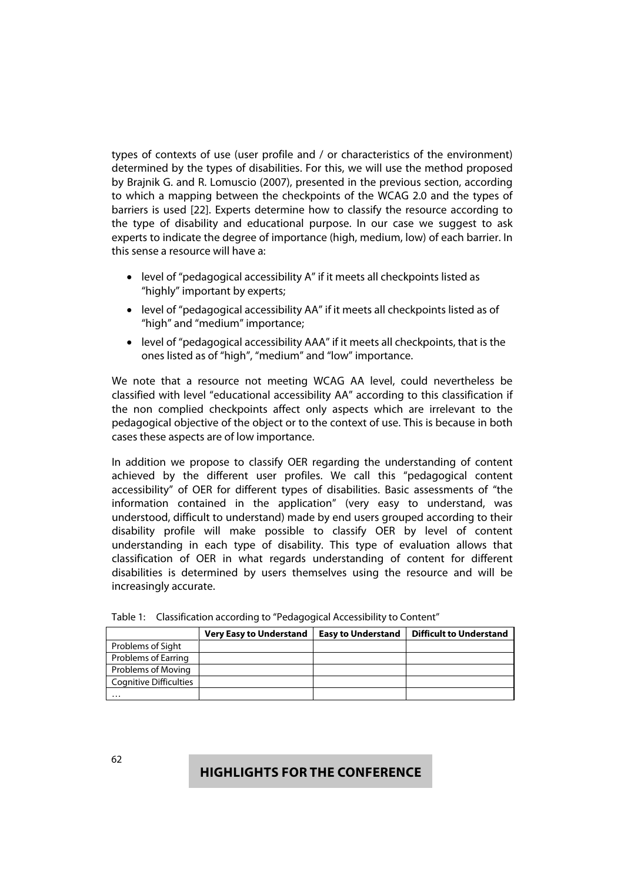types of contexts of use (user profile and / or characteristics of the environment) determined by the types of disabilities. For this, we will use the method proposed by Brajnik G. and R. Lomuscio (2007), presented in the previous section, according to which a mapping between the checkpoints of the WCAG 2.0 and the types of barriers is used [22]. Experts determine how to classify the resource according to the type of disability and educational purpose. In our case we suggest to ask experts to indicate the degree of importance (high, medium, low) of each barrier. In this sense a resource will have a:

- level of "pedagogical accessibility A" if it meets all checkpoints listed as "highly" important by experts;
- level of "pedagogical accessibility AA" if it meets all checkpoints listed as of "high" and "medium" importance;
- level of "pedagogical accessibility AAA" if it meets all checkpoints, that is the ones listed as of "high", "medium" and "low" importance.

We note that a resource not meeting WCAG AA level, could nevertheless be classified with level "educational accessibility AA" according to this classification if the non complied checkpoints affect only aspects which are irrelevant to the pedagogical objective of the object or to the context of use. This is because in both cases these aspects are of low importance.

In addition we propose to classify OER regarding the understanding of content achieved by the different user profiles. We call this "pedagogical content accessibility" of OER for different types of disabilities. Basic assessments of "the information contained in the application" (very easy to understand, was understood, difficult to understand) made by end users grouped according to their disability profile will make possible to classify OER by level of content understanding in each type of disability. This type of evaluation allows that classification of OER in what regards understanding of content for different disabilities is determined by users themselves using the resource and will be increasingly accurate.

Table 1: Classification according to "Pedagogical Accessibility to Content"

| | **Very Easy to Understand** | **Easy to Understand** | **Difficult to Understand** |
|---|---|---|---|
| Problems of Sight | | | |
| Problems of Earring | | | |
| Problems of Moving | | | |
| Cognitive Difficulties | | | |
| … | | | |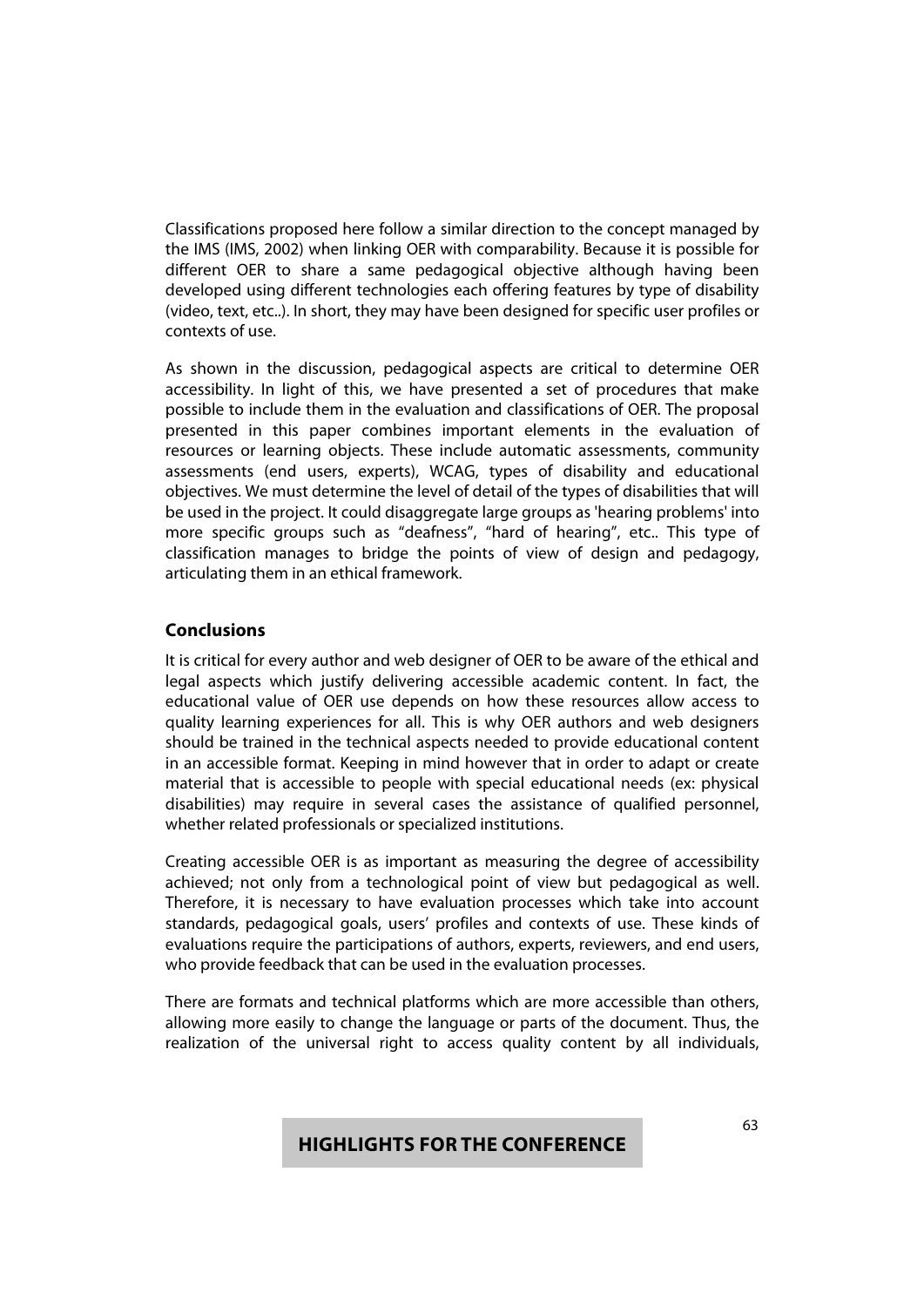Classifications proposed here follow a similar direction to the concept managed by the IMS (IMS, 2002) when linking OER with comparability. Because it is possible for different OER to share a same pedagogical objective although having been developed using different technologies each offering features by type of disability (video, text, etc..). In short, they may have been designed for specific user profiles or contexts of use.

As shown in the discussion, pedagogical aspects are critical to determine OER accessibility. In light of this, we have presented a set of procedures that make possible to include them in the evaluation and classifications of OER. The proposal presented in this paper combines important elements in the evaluation of resources or learning objects. These include automatic assessments, community assessments (end users, experts), WCAG, types of disability and educational objectives. We must determine the level of detail of the types of disabilities that will be used in the project. It could disaggregate large groups as 'hearing problems' into more specific groups such as "deafness", "hard of hearing", etc.. This type of classification manages to bridge the points of view of design and pedagogy, articulating them in an ethical framework.

## Conclusions

It is critical for every author and web designer of OER to be aware of the ethical and legal aspects which justify delivering accessible academic content. In fact, the educational value of OER use depends on how these resources allow access to quality learning experiences for all. This is why OER authors and web designers should be trained in the technical aspects needed to provide educational content in an accessible format. Keeping in mind however that in order to adapt or create material that is accessible to people with special educational needs (ex: physical disabilities) may require in several cases the assistance of qualified personnel, whether related professionals or specialized institutions.

Creating accessible OER is as important as measuring the degree of accessibility achieved; not only from a technological point of view but pedagogical as well. Therefore, it is necessary to have evaluation processes which take into account standards, pedagogical goals, users' profiles and contexts of use. These kinds of evaluations require the participations of authors, experts, reviewers, and end users, who provide feedback that can be used in the evaluation processes.

There are formats and technical platforms which are more accessible than others, allowing more easily to change the language or parts of the document. Thus, the realization of the universal right to access quality content by all individuals,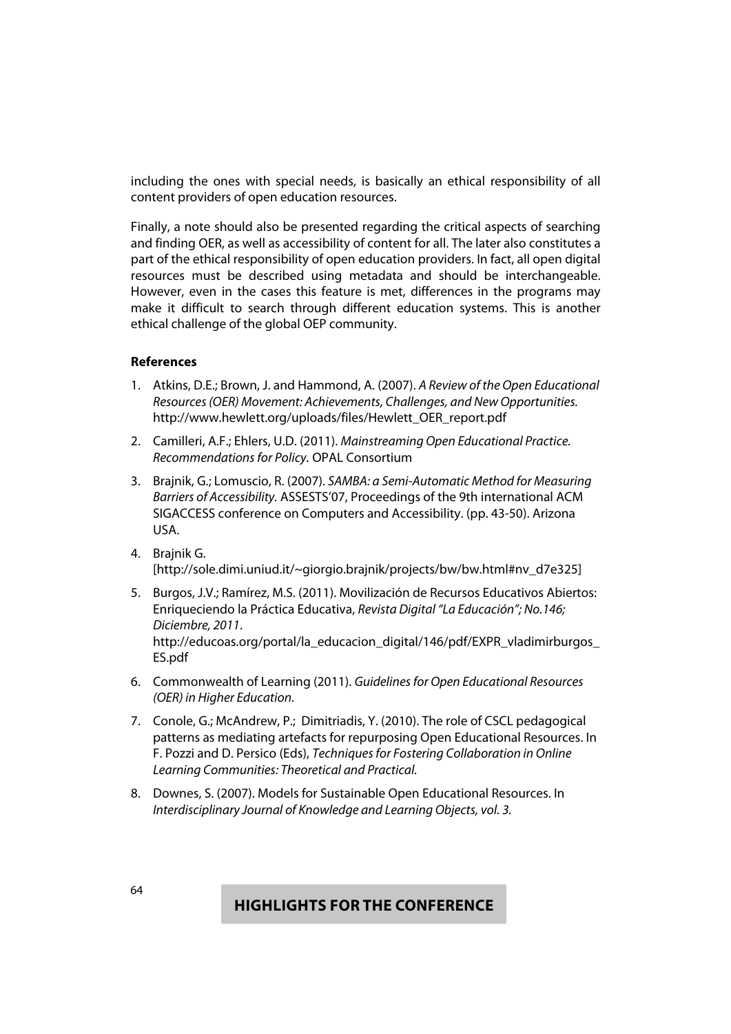including the ones with special needs, is basically an ethical responsibility of all content providers of open education resources.

Finally, a note should also be presented regarding the critical aspects of searching and finding OER, as well as accessibility of content for all. The later also constitutes a part of the ethical responsibility of open education providers. In fact, all open digital resources must be described using metadata and should be interchangeable. However, even in the cases this feature is met, differences in the programs may make it difficult to search through different education systems. This is another ethical challenge of the global OEP community.

**References**

1. Atkins, D.E.; Brown, J. and Hammond, A. (2007). *A Review of the Open Educational Resources (OER) Movement: Achievements, Challenges, and New Opportunities.* http://www.hewlett.org/uploads/files/Hewlett_OER_report.pdf
2. Camilleri, A.F.; Ehlers, U.D. (2011). *Mainstreaming Open Educational Practice. Recommendations for Policy.* OPAL Consortium
3. Brajnik, G.; Lomuscio, R. (2007). *SAMBA: a Semi-Automatic Method for Measuring Barriers of Accessibility.* ASSESTS'07, Proceedings of the 9th international ACM SIGACCESS conference on Computers and Accessibility. (pp. 43-50). Arizona USA.
4. Brajnik G. [http://sole.dimi.uniud.it/~giorgio.brajnik/projects/bw/bw.html#nv_d7e325]
5. Burgos, J.V.; Ramírez, M.S. (2011). Movilización de Recursos Educativos Abiertos: Enriqueciendo la Práctica Educativa, *Revista Digital "La Educación"; No.146; Diciembre, 2011*. http://educoas.org/portal/la_educacion_digital/146/pdf/EXPR_vladimirburgos_ES.pdf
6. Commonwealth of Learning (2011). *Guidelines for Open Educational Resources (OER) in Higher Education.*
7. Conole, G.; McAndrew, P.; Dimitriadis, Y. (2010). The role of CSCL pedagogical patterns as mediating artefacts for repurposing Open Educational Resources. In F. Pozzi and D. Persico (Eds), *Techniques for Fostering Collaboration in Online Learning Communities: Theoretical and Practical.*
8. Downes, S. (2007). Models for Sustainable Open Educational Resources. In *Interdisciplinary Journal of Knowledge and Learning Objects, vol. 3.*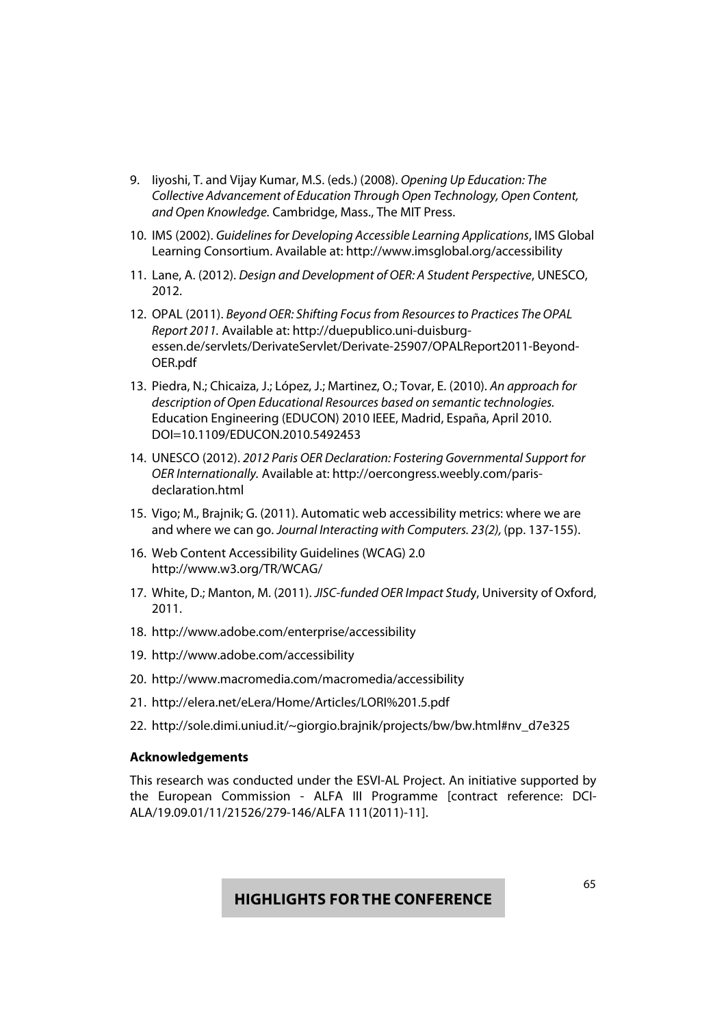9. Iiyoshi, T. and Vijay Kumar, M.S. (eds.) (2008). *Opening Up Education: The Collective Advancement of Education Through Open Technology, Open Content, and Open Knowledge.* Cambridge, Mass., The MIT Press.

10. IMS (2002). *Guidelines for Developing Accessible Learning Applications*, IMS Global Learning Consortium. Available at: http://www.imsglobal.org/accessibility

11. Lane, A. (2012). *Design and Development of OER: A Student Perspective*, UNESCO, 2012.

12. OPAL (2011). *Beyond OER: Shifting Focus from Resources to Practices The OPAL Report 2011.* Available at: http://duepublico.uni-duisburg-essen.de/servlets/DerivateServlet/Derivate-25907/OPALReport2011-Beyond-OER.pdf

13. Piedra, N.; Chicaiza, J.; López, J.; Martinez, O.; Tovar, E. (2010). *An approach for description of Open Educational Resources based on semantic technologies.* Education Engineering (EDUCON) 2010 IEEE, Madrid, España, April 2010. DOI=10.1109/EDUCON.2010.5492453

14. UNESCO (2012). *2012 Paris OER Declaration: Fostering Governmental Support for OER Internationally.* Available at: http://oercongress.weebly.com/paris-declaration.html

15. Vigo; M., Brajnik; G. (2011). Automatic web accessibility metrics: where we are and where we can go. *Journal Interacting with Computers. 23(2),* (pp. 137-155).

16. Web Content Accessibility Guidelines (WCAG) 2.0 http://www.w3.org/TR/WCAG/

17. White, D.; Manton, M. (2011). *JISC-funded OER Impact Stud*y, University of Oxford, 2011.

18. http://www.adobe.com/enterprise/accessibility

19. http://www.adobe.com/accessibility

20. http://www.macromedia.com/macromedia/accessibility

21. http://elera.net/eLera/Home/Articles/LORI%201.5.pdf

22. http://sole.dimi.uniud.it/~giorgio.brajnik/projects/bw/bw.html#nv_d7e325

**Acknowledgements**

This research was conducted under the ESVI-AL Project. An initiative supported by the European Commission - ALFA III Programme [contract reference: DCI-ALA/19.09.01/11/21526/279-146/ALFA 111(2011)-11].